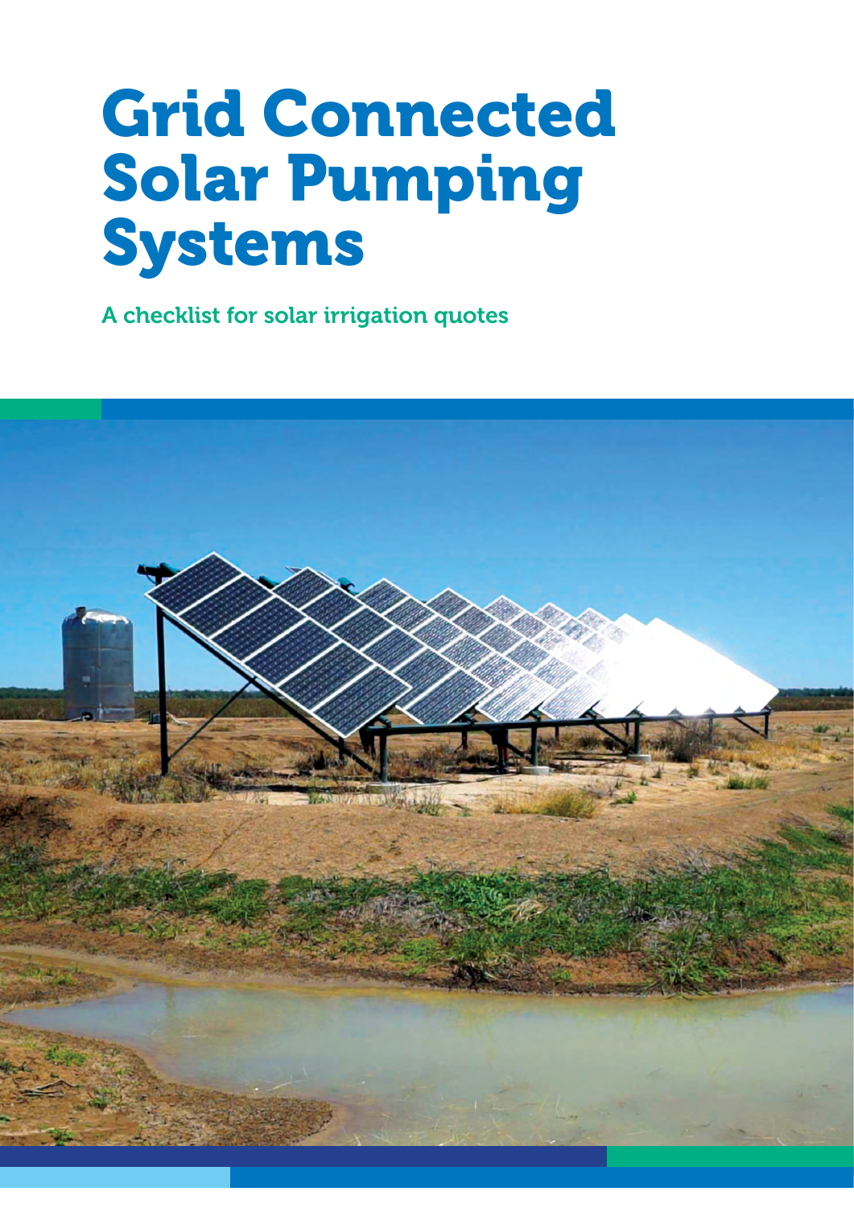# Grid Connected Solar Pumping Systems

A checklist for solar irrigation quotes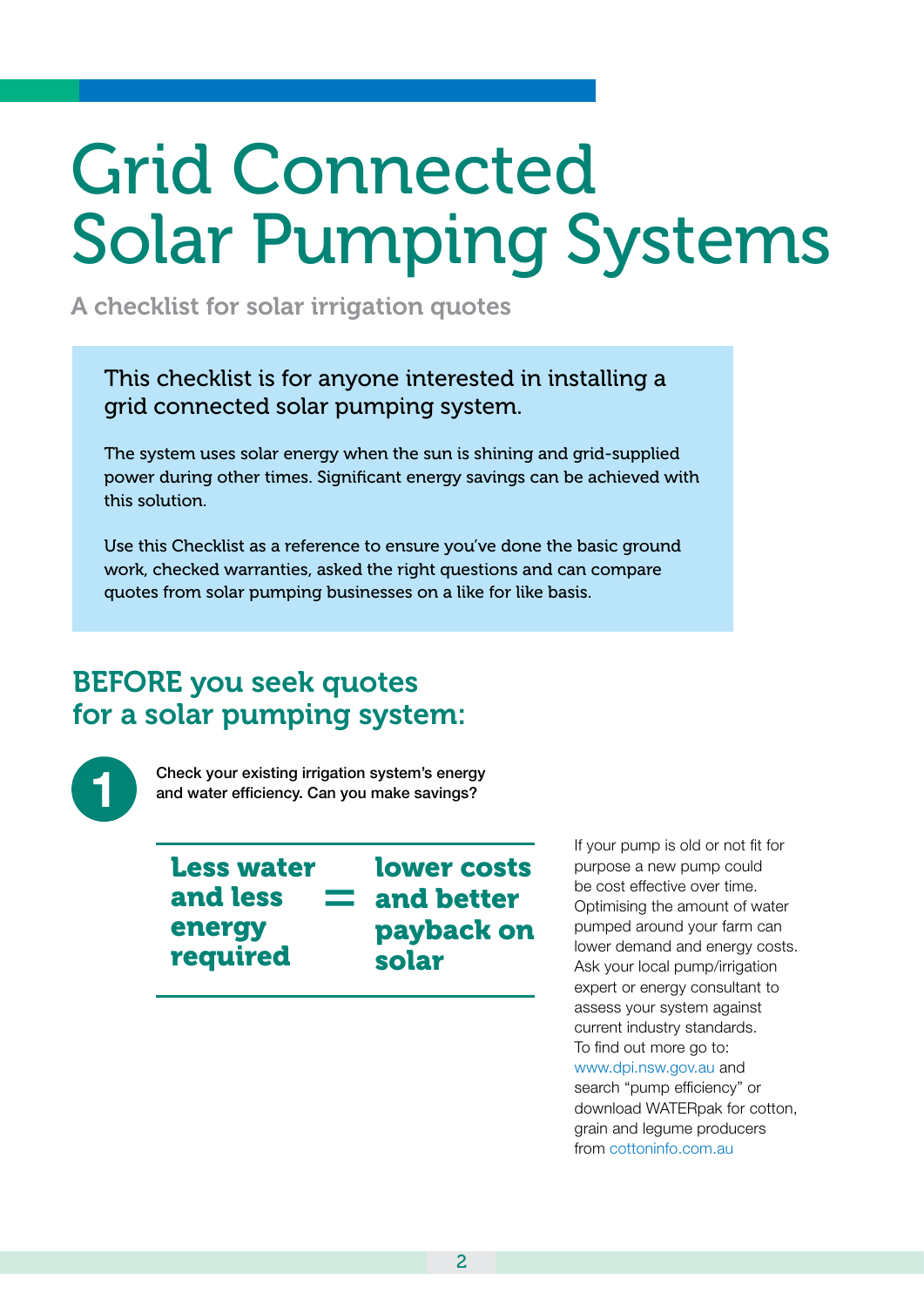# Grid Connected Solar Pumping Systems

A checklist for solar irrigation quotes

This checklist is for anyone interested in installing a grid connected solar pumping system.

The system uses solar energy when the sun is shining and grid-supplied power during other times. Significant energy savings can be achieved with this solution.

Use this Checklist as a reference to ensure you've done the basic ground work, checked warranties, asked the right questions and can compare quotes from solar pumping businesses on a like for like basis.

## BEFORE you seek quotes for a solar pumping system:

**1** Check your existing irrigation system's energy and water efficiency. Can you make savings?

**Less water and less energy required = lower costs and better payback on solar**

If your pump is old or not fit for purpose a new pump could be cost effective over time. Optimising the amount of water pumped around your farm can lower demand and energy costs. Ask your local pump/irrigation expert or energy consultant to assess your system against current industry standards. To find out more go to: www.dpi.nsw.gov.au and search "pump efficiency" or download WATERpak for cotton, grain and legume producers from cottoninfo.com.au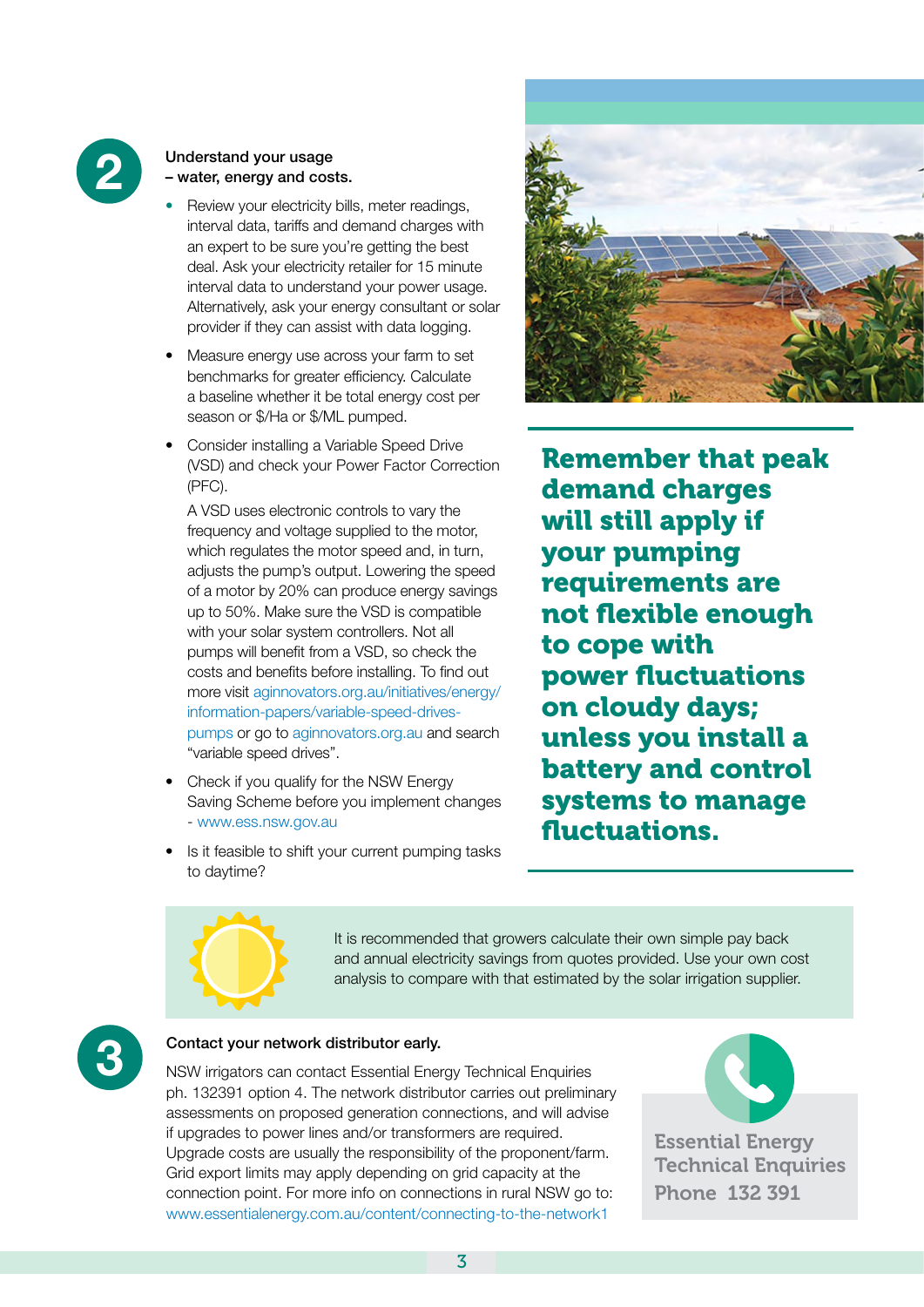## 2 Understand your usage – water, energy and costs.

- Review your electricity bills, meter readings, interval data, tariffs and demand charges with an expert to be sure you're getting the best deal. Ask your electricity retailer for 15 minute interval data to understand your power usage. Alternatively, ask your energy consultant or solar provider if they can assist with data logging.
- Measure energy use across your farm to set benchmarks for greater efficiency. Calculate a baseline whether it be total energy cost per season or $/Ha or $/ML pumped.
- Consider installing a Variable Speed Drive (VSD) and check your Power Factor Correction (PFC).

  A VSD uses electronic controls to vary the frequency and voltage supplied to the motor, which regulates the motor speed and, in turn, adjusts the pump's output. Lowering the speed of a motor by 20% can produce energy savings up to 50%. Make sure the VSD is compatible with your solar system controllers. Not all pumps will benefit from a VSD, so check the costs and benefits before installing. To find out more visit aginnovators.org.au/initiatives/energy/information-papers/variable-speed-drives-pumps or go to aginnovators.org.au and search "variable speed drives".
- Check if you qualify for the NSW Energy Saving Scheme before you implement changes - www.ess.nsw.gov.au
- Is it feasible to shift your current pumping tasks to daytime?

**Remember that peak demand charges will still apply if your pumping requirements are not flexible enough to cope with power fluctuations on cloudy days; unless you install a battery and control systems to manage fluctuations.**

It is recommended that growers calculate their own simple pay back and annual electricity savings from quotes provided. Use your own cost analysis to compare with that estimated by the solar irrigation supplier.

## 3 Contact your network distributor early.

NSW irrigators can contact Essential Energy Technical Enquiries ph. 132391 option 4. The network distributor carries out preliminary assessments on proposed generation connections, and will advise if upgrades to power lines and/or transformers are required. Upgrade costs are usually the responsibility of the proponent/farm. Grid export limits may apply depending on grid capacity at the connection point. For more info on connections in rural NSW go to: www.essentialenergy.com.au/content/connecting-to-the-network1

**Essential Energy Technical Enquiries**
**Phone 132 391**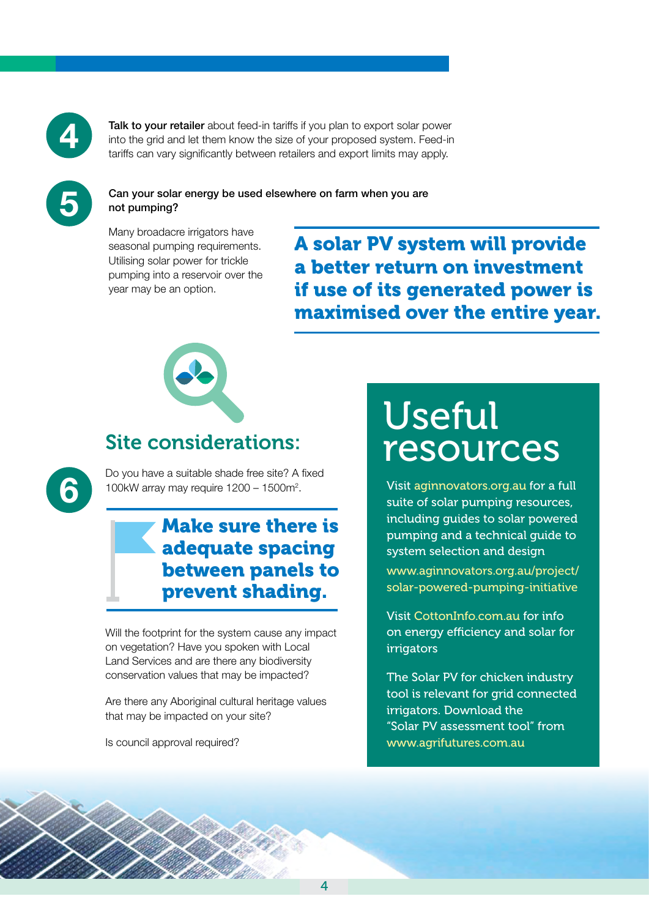**4** **Talk to your retailer** about feed-in tariffs if you plan to export solar power into the grid and let them know the size of your proposed system. Feed-in tariffs can vary significantly between retailers and export limits may apply.

**5** **Can your solar energy be used elsewhere on farm when you are not pumping?**

Many broadacre irrigators have seasonal pumping requirements. Utilising solar power for trickle pumping into a reservoir over the year may be an option.

**A solar PV system will provide a better return on investment if use of its generated power is maximised over the entire year.**

## Site considerations:

**6** Do you have a suitable shade free site? A fixed 100kW array may require 1200 – 1500m$^2$.

**Make sure there is adequate spacing between panels to prevent shading.**

Will the footprint for the system cause any impact on vegetation? Have you spoken with Local Land Services and are there any biodiversity conservation values that may be impacted?

Are there any Aboriginal cultural heritage values that may be impacted on your site?

Is council approval required?

## Useful resources

Visit aginnovators.org.au for a full suite of solar pumping resources, including guides to solar powered pumping and a technical guide to system selection and design

www.aginnovators.org.au/project/solar-powered-pumping-initiative

Visit CottonInfo.com.au for info on energy efficiency and solar for irrigators

The Solar PV for chicken industry tool is relevant for grid connected irrigators. Download the "Solar PV assessment tool" from www.agrifutures.com.au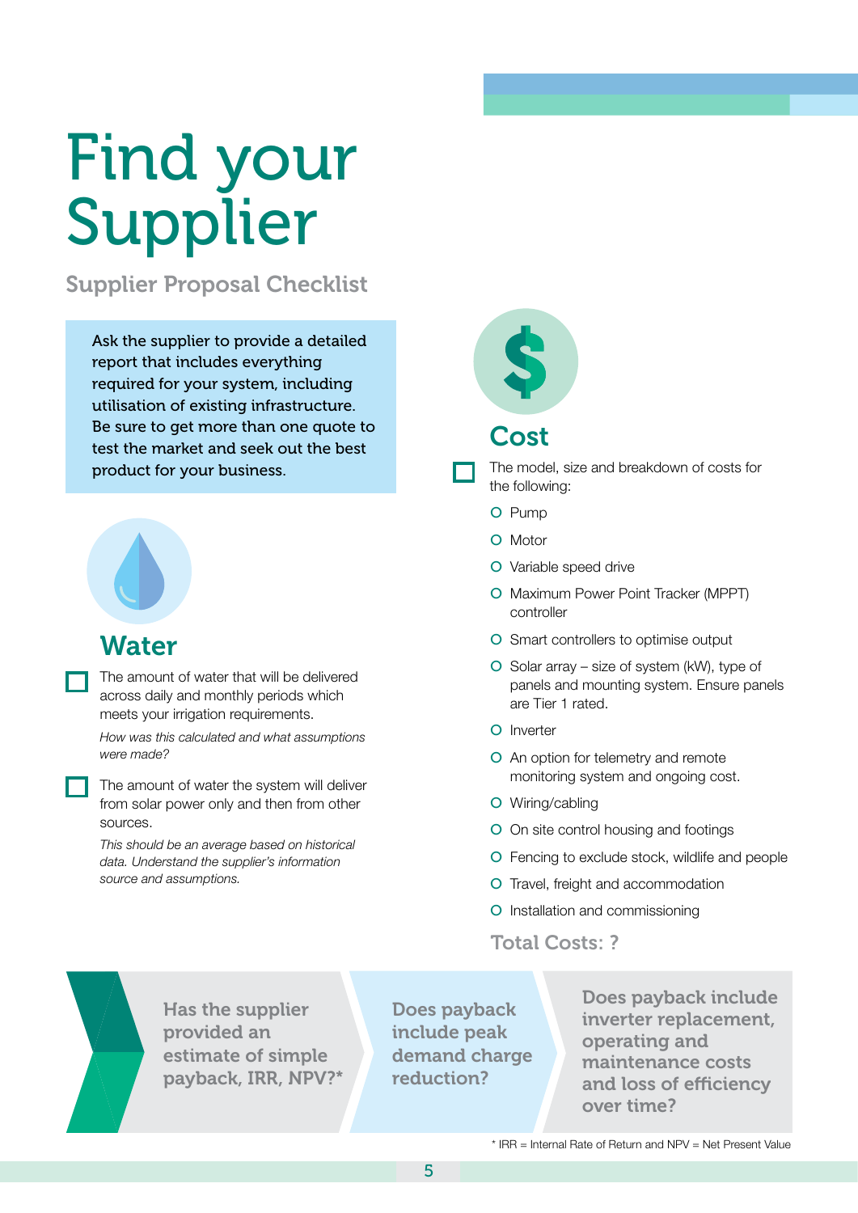# Find your Supplier

## Supplier Proposal Checklist

Ask the supplier to provide a detailed report that includes everything required for your system, including utilisation of existing infrastructure. Be sure to get more than one quote to test the market and seek out the best product for your business.

## Water

- [ ] The amount of water that will be delivered across daily and monthly periods which meets your irrigation requirements.

  *How was this calculated and what assumptions were made?*

- [ ] The amount of water the system will deliver from solar power only and then from other sources.

  *This should be an average based on historical data. Understand the supplier's information source and assumptions.*

## Cost

- [ ] The model, size and breakdown of costs for the following:
  - Pump
  - Motor
  - Variable speed drive
  - Maximum Power Point Tracker (MPPT) controller
  - Smart controllers to optimise output
  - Solar array – size of system (kW), type of panels and mounting system. Ensure panels are Tier 1 rated.
  - Inverter
  - An option for telemetry and remote monitoring system and ongoing cost.
  - Wiring/cabling
  - On site control housing and footings
  - Fencing to exclude stock, wildlife and people
  - Travel, freight and accommodation
  - Installation and commissioning

**Total Costs: ?**

**Has the supplier provided an estimate of simple payback, IRR, NPV?***

**Does payback include peak demand charge reduction?**

**Does payback include inverter replacement, operating and maintenance costs and loss of efficiency over time?**

\* IRR = Internal Rate of Return and NPV = Net Present Value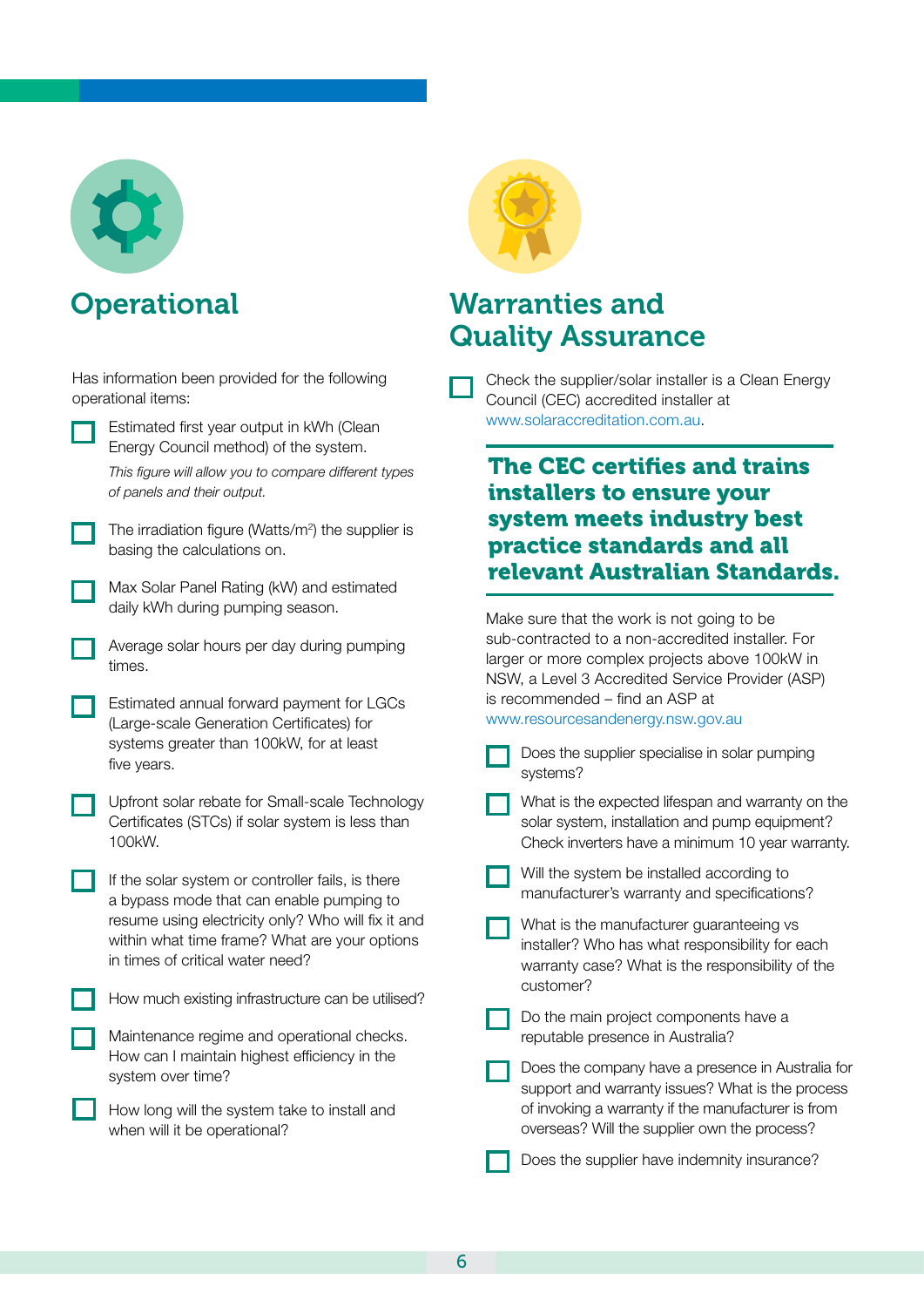## Operational

Has information been provided for the following operational items:

- [ ] Estimated first year output in kWh (Clean Energy Council method) of the system.

  *This figure will allow you to compare different types of panels and their output.*

- [ ] The irradiation figure (Watts/m$^2$) the supplier is basing the calculations on.
- [ ] Max Solar Panel Rating (kW) and estimated daily kWh during pumping season.
- [ ] Average solar hours per day during pumping times.
- [ ] Estimated annual forward payment for LGCs (Large-scale Generation Certificates) for systems greater than 100kW, for at least five years.
- [ ] Upfront solar rebate for Small-scale Technology Certificates (STCs) if solar system is less than 100kW.
- [ ] If the solar system or controller fails, is there a bypass mode that can enable pumping to resume using electricity only? Who will fix it and within what time frame? What are your options in times of critical water need?
- [ ] How much existing infrastructure can be utilised?
- [ ] Maintenance regime and operational checks. How can I maintain highest efficiency in the system over time?
- [ ] How long will the system take to install and when will it be operational?

## Warranties and Quality Assurance

- [ ] Check the supplier/solar installer is a Clean Energy Council (CEC) accredited installer at www.solaraccreditation.com.au.

**The CEC certifies and trains installers to ensure your system meets industry best practice standards and all relevant Australian Standards.**

Make sure that the work is not going to be sub-contracted to a non-accredited installer. For larger or more complex projects above 100kW in NSW, a Level 3 Accredited Service Provider (ASP) is recommended – find an ASP at www.resourcesandenergy.nsw.gov.au

- [ ] Does the supplier specialise in solar pumping systems?
- [ ] What is the expected lifespan and warranty on the solar system, installation and pump equipment? Check inverters have a minimum 10 year warranty.
- [ ] Will the system be installed according to manufacturer's warranty and specifications?
- [ ] What is the manufacturer guaranteeing vs installer? Who has what responsibility for each warranty case? What is the responsibility of the customer?
- [ ] Do the main project components have a reputable presence in Australia?
- [ ] Does the company have a presence in Australia for support and warranty issues? What is the process of invoking a warranty if the manufacturer is from overseas? Will the supplier own the process?
- [ ] Does the supplier have indemnity insurance?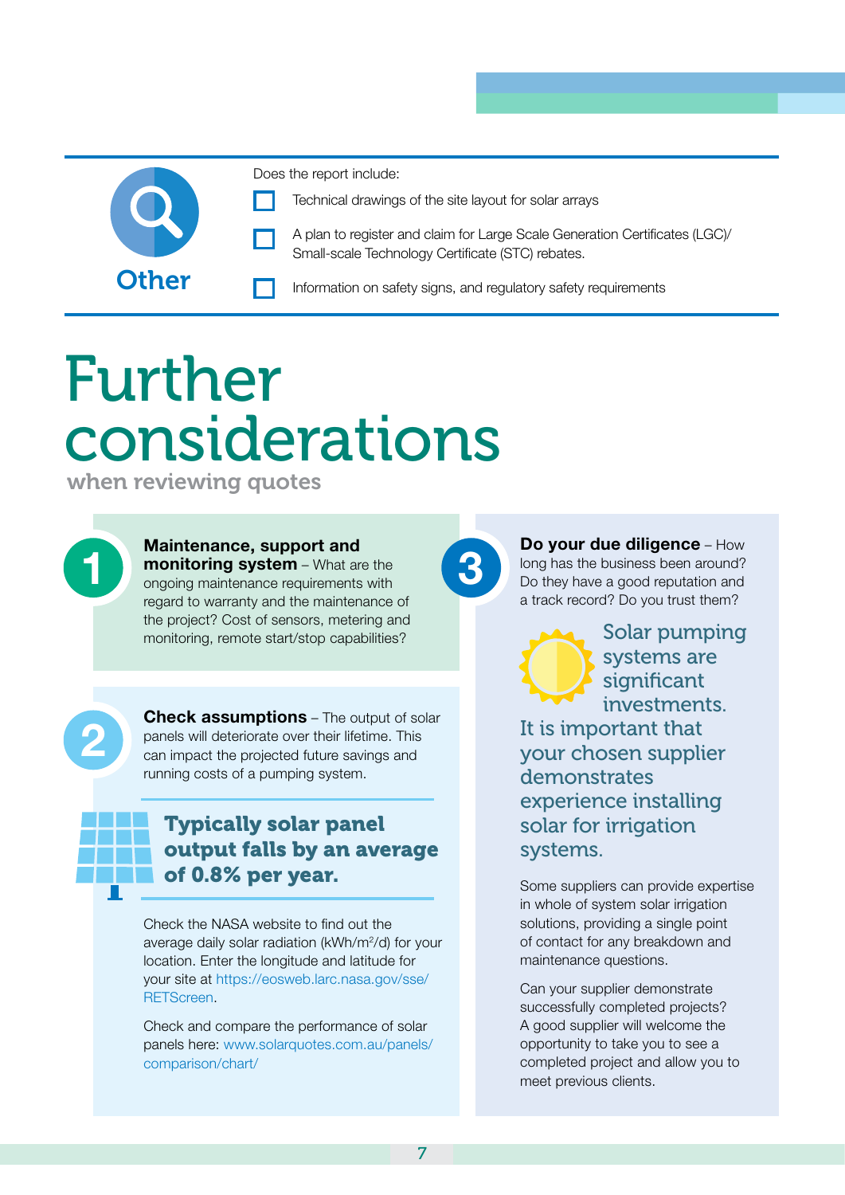## Other

Does the report include:

- [ ] Technical drawings of the site layout for solar arrays
- [ ] A plan to register and claim for Large Scale Generation Certificates (LGC)/ Small-scale Technology Certificate (STC) rebates.
- [ ] Information on safety signs, and regulatory safety requirements

# Further considerations

## when reviewing quotes

**1**

**Maintenance, support and monitoring system** – What are the ongoing maintenance requirements with regard to warranty and the maintenance of the project? Cost of sensors, metering and monitoring, remote start/stop capabilities?

**2**

**Check assumptions** – The output of solar panels will deteriorate over their lifetime. This can impact the projected future savings and running costs of a pumping system.

**Typically solar panel output falls by an average of 0.8% per year.**

Check the NASA website to find out the average daily solar radiation (kWh/m$^2$/d) for your location. Enter the longitude and latitude for your site at https://eosweb.larc.nasa.gov/sse/RETScreen.

Check and compare the performance of solar panels here: www.solarquotes.com.au/panels/comparison/chart/

**3**

**Do your due diligence** – How long has the business been around? Do they have a good reputation and a track record? Do you trust them?

Solar pumping systems are significant investments. It is important that your chosen supplier demonstrates experience installing solar for irrigation systems.

Some suppliers can provide expertise in whole of system solar irrigation solutions, providing a single point of contact for any breakdown and maintenance questions.

Can your supplier demonstrate successfully completed projects? A good supplier will welcome the opportunity to take you to see a completed project and allow you to meet previous clients.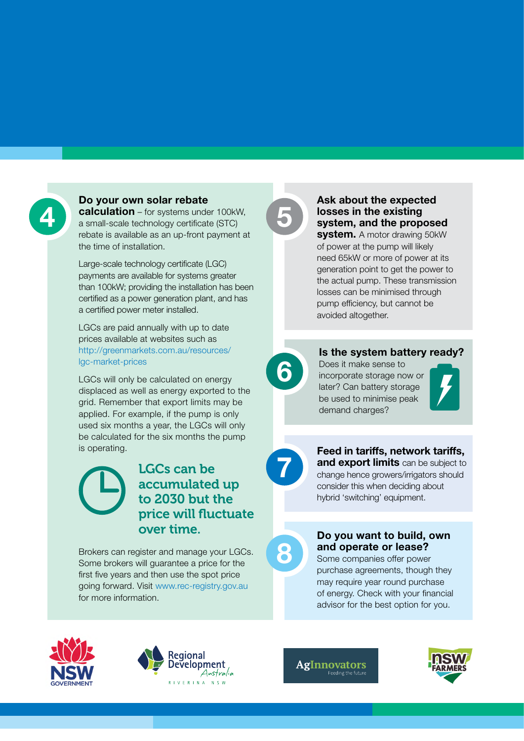## 4 Do your own solar rebate calculation

**Do your own solar rebate calculation** – for systems under 100kW, a small-scale technology certificate (STC) rebate is available as an up-front payment at the time of installation.

Large-scale technology certificate (LGC) payments are available for systems greater than 100kW; providing the installation has been certified as a power generation plant, and has a certified power meter installed.

LGCs are paid annually with up to date prices available at websites such as http://greenmarkets.com.au/resources/lgc-market-prices

LGCs will only be calculated on energy displaced as well as energy exported to the grid. Remember that export limits may be applied. For example, if the pump is only used six months a year, the LGCs will only be calculated for the six months the pump is operating.

**LGCs can be accumulated up to 2030 but the price will fluctuate over time.**

Brokers can register and manage your LGCs. Some brokers will guarantee a price for the first five years and then use the spot price going forward. Visit www.rec-registry.gov.au for more information.

## 5 Ask about the expected losses in the existing system, and the proposed system

**Ask about the expected losses in the existing system, and the proposed system.** A motor drawing 50kW of power at the pump will likely need 65kW or more of power at its generation point to get the power to the actual pump. These transmission losses can be minimised through pump efficiency, but cannot be avoided altogether.

## 6 Is the system battery ready?

Does it make sense to incorporate storage now or later? Can battery storage be used to minimise peak demand charges?

## 7 Feed in tariffs, network tariffs, and export limits

**Feed in tariffs, network tariffs, and export limits** can be subject to change hence growers/irrigators should consider this when deciding about hybrid 'switching' equipment.

## 8 Do you want to build, own and operate or lease?

Some companies offer power purchase agreements, though they may require year round purchase of energy. Check with your financial advisor for the best option for you.

NSW GOVERNMENT | Regional Development Australia RIVERINA NSW | AgInnovators Feeding the future | NSW FARMERS